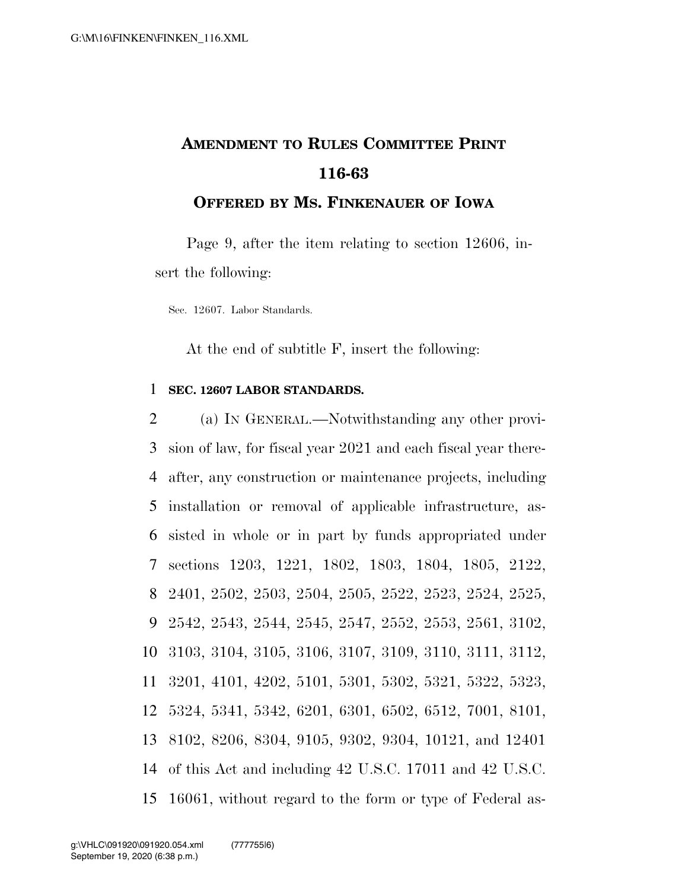# AMENDMENT TO RULES COMMITTEE PRINT 116-63

## OFFERED BY MS. FINKENAUER OF IOWA

Page 9, after the item relating to section 12606, insert the following:

Sec. 12607. Labor Standards.

At the end of subtitle F, insert the following:

**SEC. 12607 LABOR STANDARDS.**

(a) IN GENERAL.—Notwithstanding any other provision of law, for fiscal year 2021 and each fiscal year thereafter, any construction or maintenance projects, including installation or removal of applicable infrastructure, assisted in whole or in part by funds appropriated under sections 1203, 1221, 1802, 1803, 1804, 1805, 2122, 2401, 2502, 2503, 2504, 2505, 2522, 2523, 2524, 2525, 2542, 2543, 2544, 2545, 2547, 2552, 2553, 2561, 3102, 3103, 3104, 3105, 3106, 3107, 3109, 3110, 3111, 3112, 3201, 4101, 4202, 5101, 5301, 5302, 5321, 5322, 5323, 5324, 5341, 5342, 6201, 6301, 6502, 6512, 7001, 8101, 8102, 8206, 8304, 9105, 9302, 9304, 10121, and 12401 of this Act and including 42 U.S.C. 17011 and 42 U.S.C. 16061, without regard to the form or type of Federal as-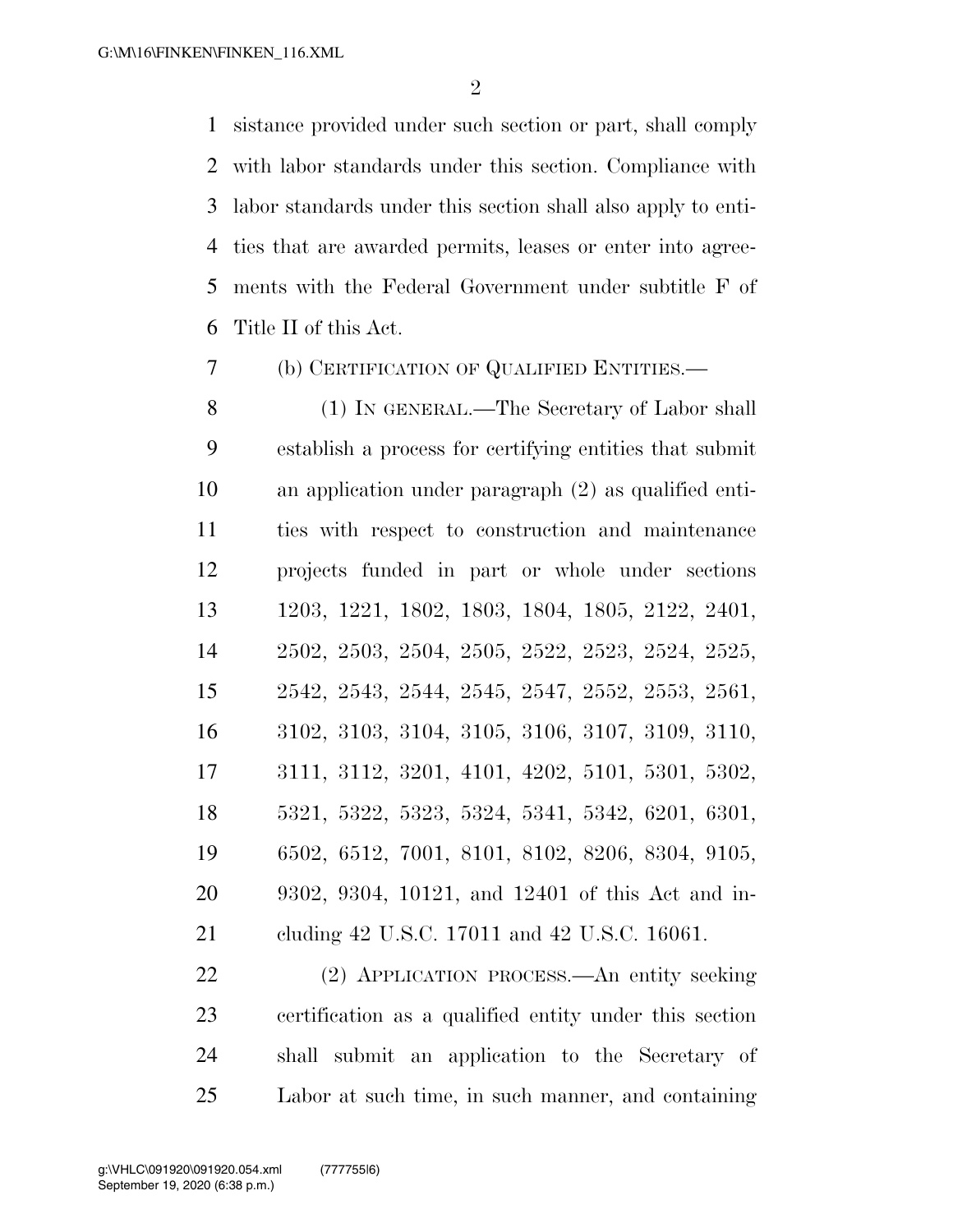sistance provided under such section or part, shall comply with labor standards under this section. Compliance with labor standards under this section shall also apply to entities that are awarded permits, leases or enter into agreements with the Federal Government under subtitle F of Title II of this Act.

(b) CERTIFICATION OF QUALIFIED ENTITIES.—

(1) IN GENERAL.—The Secretary of Labor shall establish a process for certifying entities that submit an application under paragraph (2) as qualified entities with respect to construction and maintenance projects funded in part or whole under sections 1203, 1221, 1802, 1803, 1804, 1805, 2122, 2401, 2502, 2503, 2504, 2505, 2522, 2523, 2524, 2525, 2542, 2543, 2544, 2545, 2547, 2552, 2553, 2561, 3102, 3103, 3104, 3105, 3106, 3107, 3109, 3110, 3111, 3112, 3201, 4101, 4202, 5101, 5301, 5302, 5321, 5322, 5323, 5324, 5341, 5342, 6201, 6301, 6502, 6512, 7001, 8101, 8102, 8206, 8304, 9105, 9302, 9304, 10121, and 12401 of this Act and including 42 U.S.C. 17011 and 42 U.S.C. 16061.

(2) APPLICATION PROCESS.—An entity seeking certification as a qualified entity under this section shall submit an application to the Secretary of Labor at such time, in such manner, and containing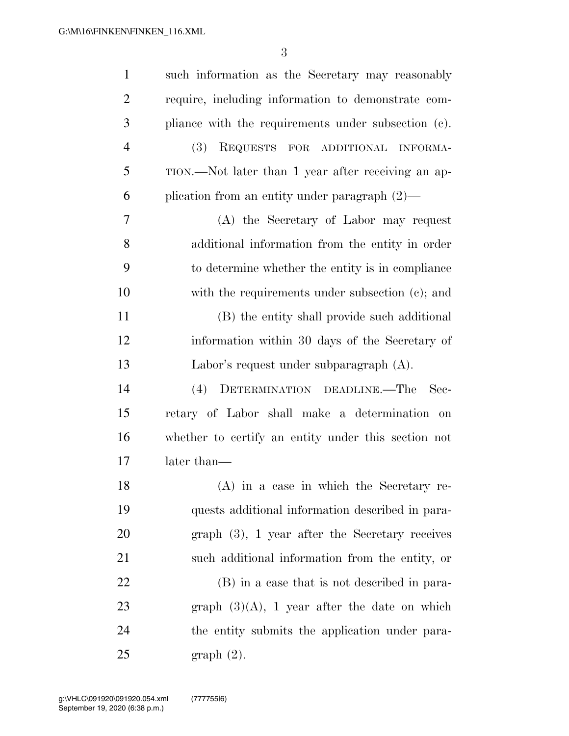such information as the Secretary may reasonably require, including information to demonstrate compliance with the requirements under subsection (c).

(3) REQUESTS FOR ADDITIONAL INFORMATION.—Not later than 1 year after receiving an application from an entity under paragraph (2)—

(A) the Secretary of Labor may request additional information from the entity in order to determine whether the entity is in compliance with the requirements under subsection (c); and

(B) the entity shall provide such additional information within 30 days of the Secretary of Labor's request under subparagraph (A).

(4) DETERMINATION DEADLINE.—The Secretary of Labor shall make a determination on whether to certify an entity under this section not later than—

(A) in a case in which the Secretary requests additional information described in paragraph (3), 1 year after the Secretary receives such additional information from the entity, or

(B) in a case that is not described in paragraph (3)(A), 1 year after the date on which the entity submits the application under paragraph (2).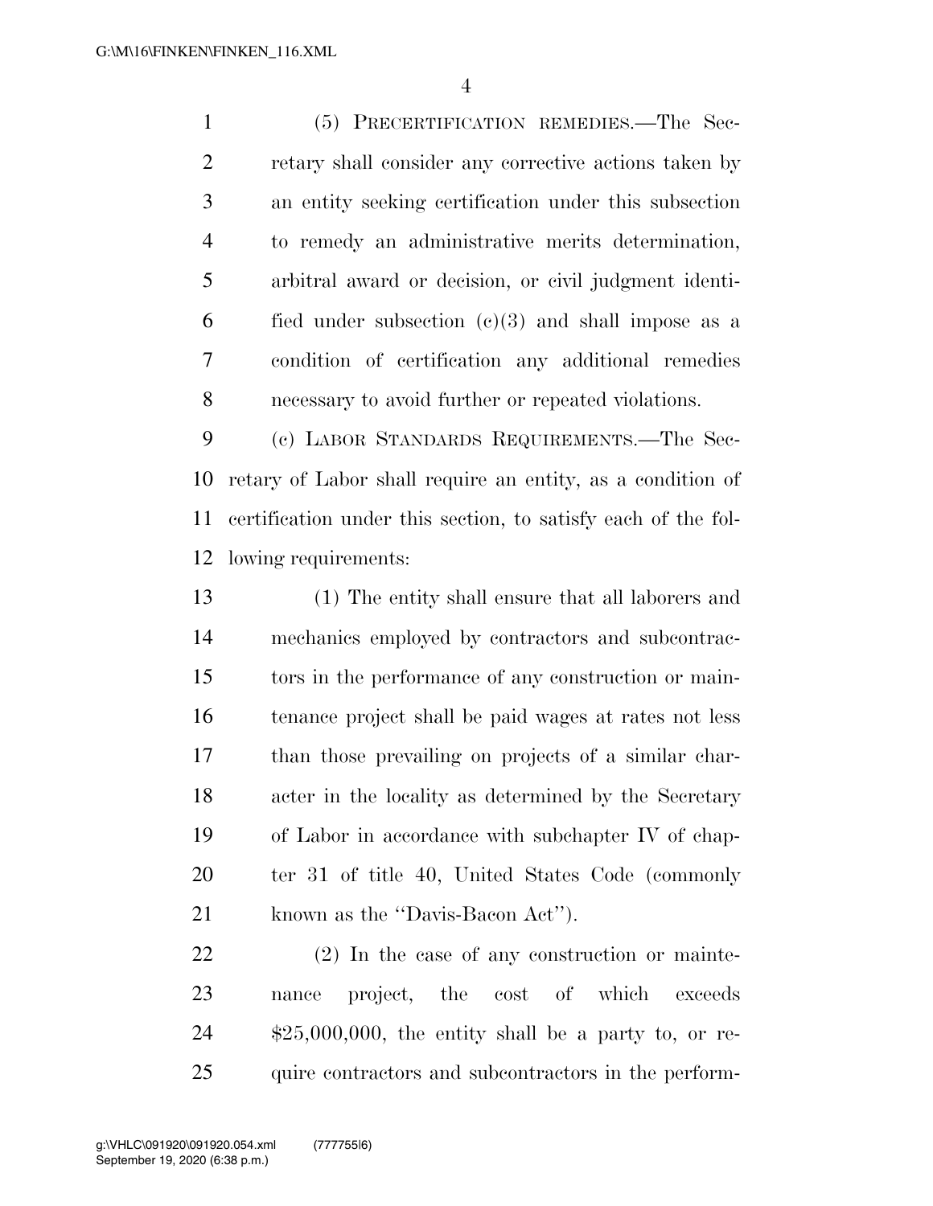(5) PRECERTIFICATION REMEDIES.—The Secretary shall consider any corrective actions taken by an entity seeking certification under this subsection to remedy an administrative merits determination, arbitral award or decision, or civil judgment identified under subsection (c)(3) and shall impose as a condition of certification any additional remedies necessary to avoid further or repeated violations.

(c) LABOR STANDARDS REQUIREMENTS.—The Secretary of Labor shall require an entity, as a condition of certification under this section, to satisfy each of the following requirements:

(1) The entity shall ensure that all laborers and mechanics employed by contractors and subcontractors in the performance of any construction or maintenance project shall be paid wages at rates not less than those prevailing on projects of a similar character in the locality as determined by the Secretary of Labor in accordance with subchapter IV of chapter 31 of title 40, United States Code (commonly known as the "Davis-Bacon Act").

(2) In the case of any construction or maintenance project, the cost of which exceeds $25,000,000, the entity shall be a party to, or require contractors and subcontractors in the perform-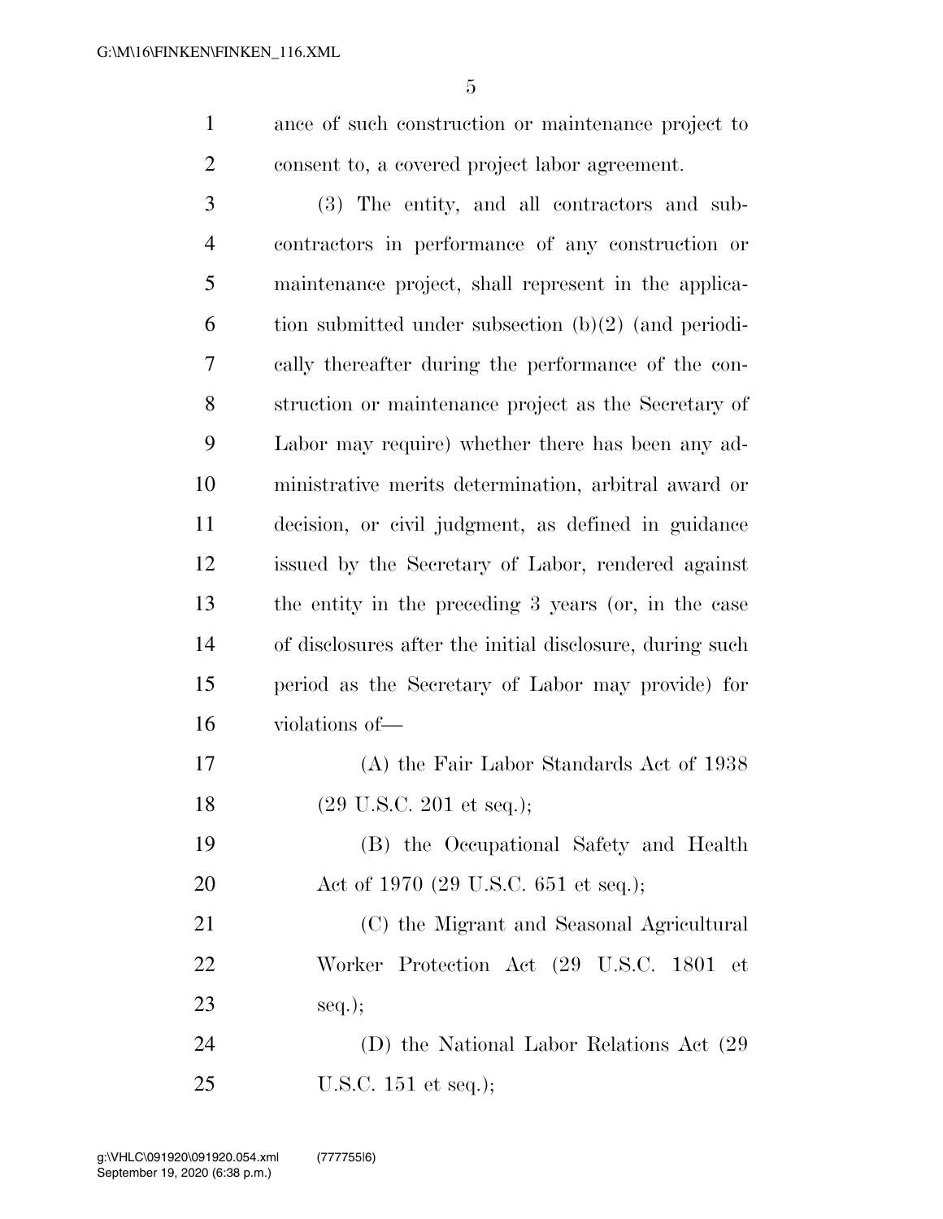ance of such construction or maintenance project to consent to, a covered project labor agreement.

(3) The entity, and all contractors and subcontractors in performance of any construction or maintenance project, shall represent in the application submitted under subsection (b)(2) (and periodically thereafter during the performance of the construction or maintenance project as the Secretary of Labor may require) whether there has been any administrative merits determination, arbitral award or decision, or civil judgment, as defined in guidance issued by the Secretary of Labor, rendered against the entity in the preceding 3 years (or, in the case of disclosures after the initial disclosure, during such period as the Secretary of Labor may provide) for violations of—

(A) the Fair Labor Standards Act of 1938 (29 U.S.C. 201 et seq.);

(B) the Occupational Safety and Health Act of 1970 (29 U.S.C. 651 et seq.);

(C) the Migrant and Seasonal Agricultural Worker Protection Act (29 U.S.C. 1801 et seq.);

(D) the National Labor Relations Act (29 U.S.C. 151 et seq.);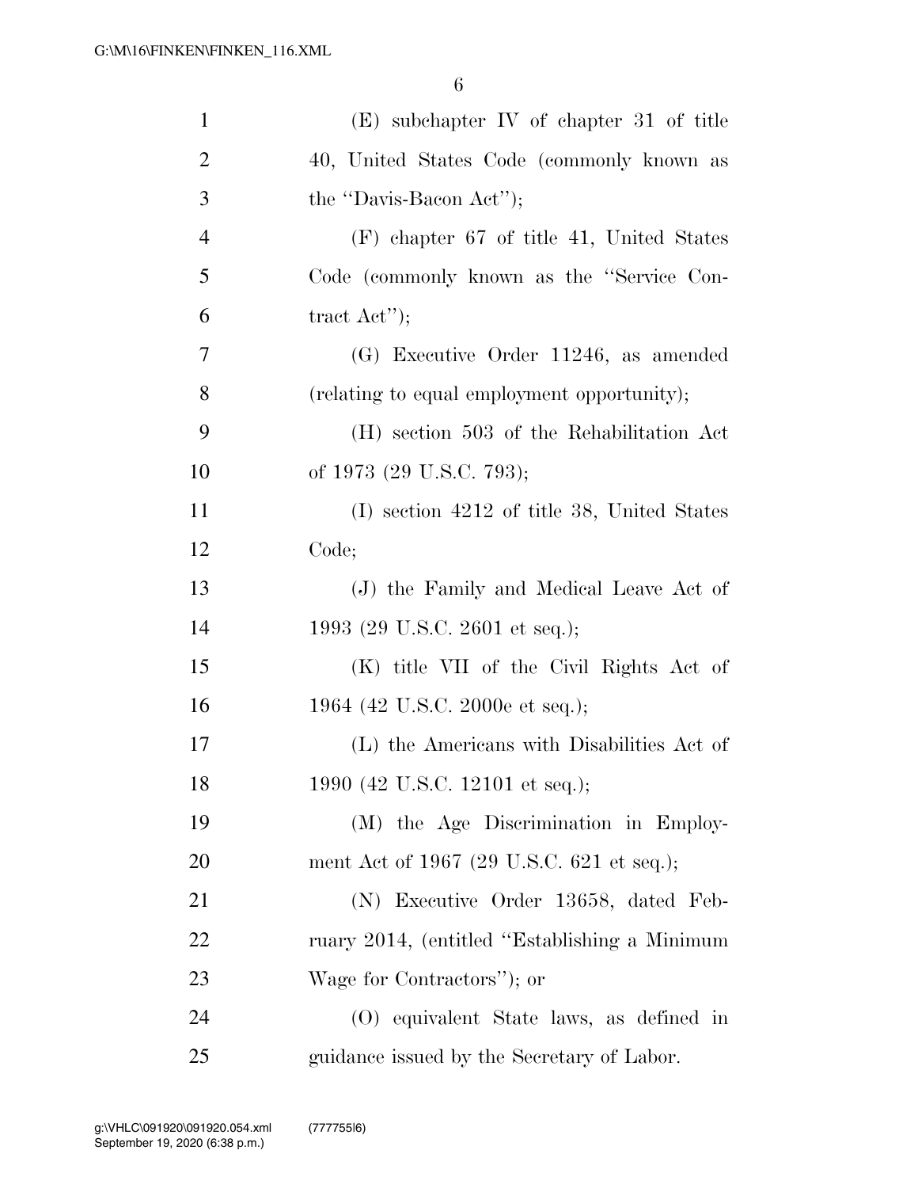(E) subchapter IV of chapter 31 of title 40, United States Code (commonly known as the ''Davis-Bacon Act'');

(F) chapter 67 of title 41, United States Code (commonly known as the ''Service Contract Act'');

(G) Executive Order 11246, as amended (relating to equal employment opportunity);

(H) section 503 of the Rehabilitation Act of 1973 (29 U.S.C. 793);

(I) section 4212 of title 38, United States Code;

(J) the Family and Medical Leave Act of 1993 (29 U.S.C. 2601 et seq.);

(K) title VII of the Civil Rights Act of 1964 (42 U.S.C. 2000e et seq.);

(L) the Americans with Disabilities Act of 1990 (42 U.S.C. 12101 et seq.);

(M) the Age Discrimination in Employment Act of 1967 (29 U.S.C. 621 et seq.);

(N) Executive Order 13658, dated February 2014, (entitled ''Establishing a Minimum Wage for Contractors''); or

(O) equivalent State laws, as defined in guidance issued by the Secretary of Labor.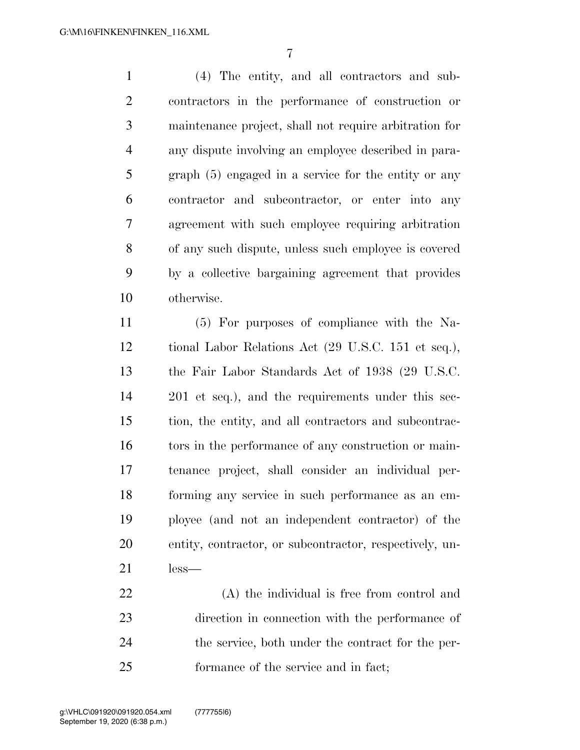(4) The entity, and all contractors and subcontractors in the performance of construction or maintenance project, shall not require arbitration for any dispute involving an employee described in paragraph (5) engaged in a service for the entity or any contractor and subcontractor, or enter into any agreement with such employee requiring arbitration of any such dispute, unless such employee is covered by a collective bargaining agreement that provides otherwise.

(5) For purposes of compliance with the National Labor Relations Act (29 U.S.C. 151 et seq.), the Fair Labor Standards Act of 1938 (29 U.S.C. 201 et seq.), and the requirements under this section, the entity, and all contractors and subcontractors in the performance of any construction or maintenance project, shall consider an individual performing any service in such performance as an employee (and not an independent contractor) of the entity, contractor, or subcontractor, respectively, unless—

(A) the individual is free from control and direction in connection with the performance of the service, both under the contract for the performance of the service and in fact;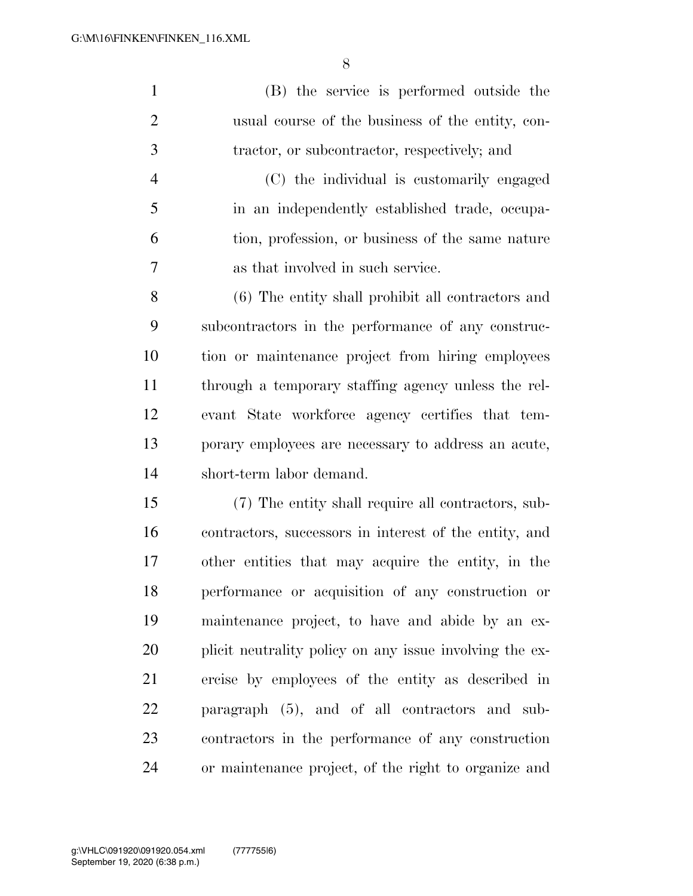(B) the service is performed outside the usual course of the business of the entity, contractor, or subcontractor, respectively; and

(C) the individual is customarily engaged in an independently established trade, occupation, profession, or business of the same nature as that involved in such service.

(6) The entity shall prohibit all contractors and subcontractors in the performance of any construction or maintenance project from hiring employees through a temporary staffing agency unless the relevant State workforce agency certifies that temporary employees are necessary to address an acute, short-term labor demand.

(7) The entity shall require all contractors, subcontractors, successors in interest of the entity, and other entities that may acquire the entity, in the performance or acquisition of any construction or maintenance project, to have and abide by an explicit neutrality policy on any issue involving the exercise by employees of the entity as described in paragraph (5), and of all contractors and subcontractors in the performance of any construction or maintenance project, of the right to organize and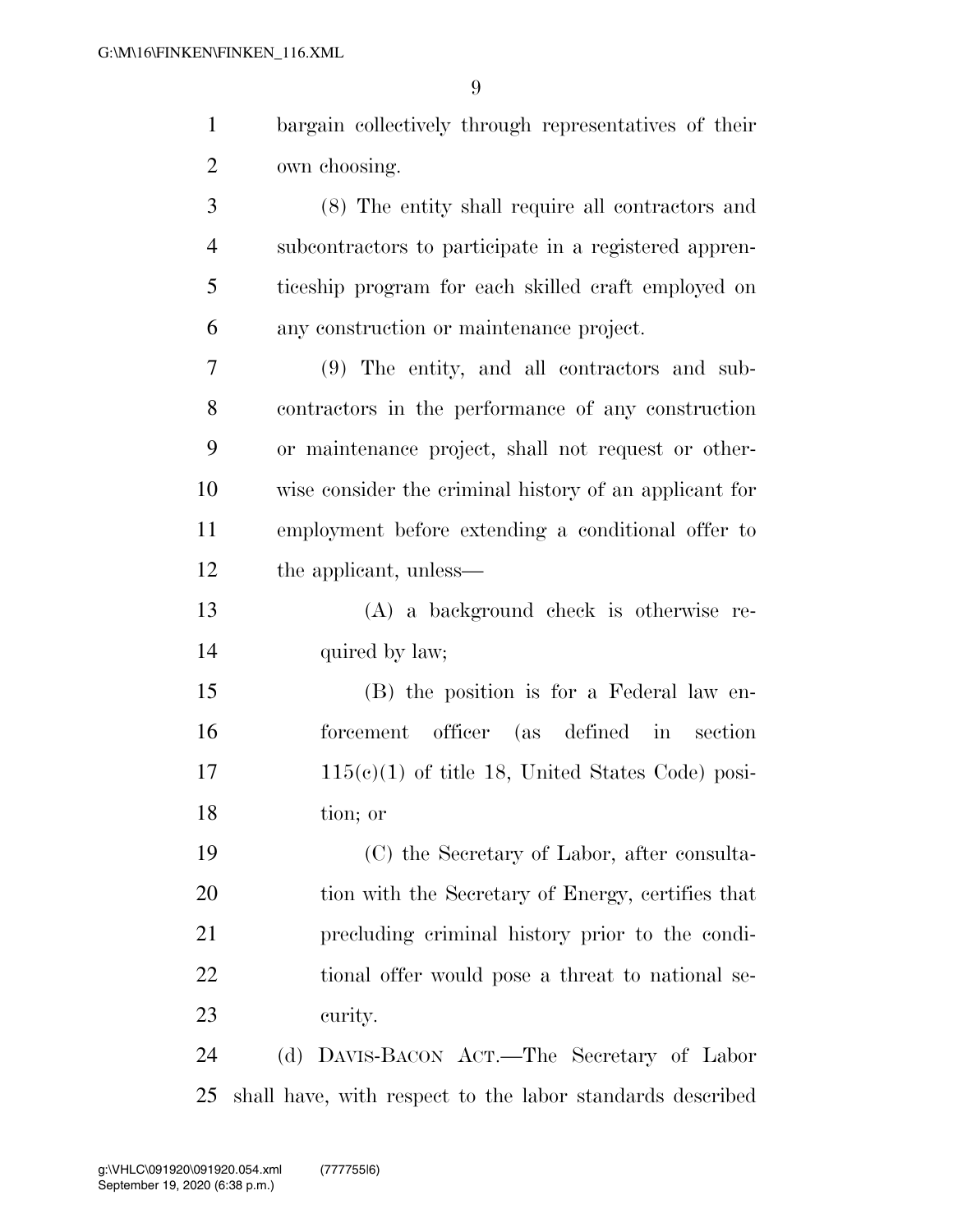bargain collectively through representatives of their own choosing.

(8) The entity shall require all contractors and subcontractors to participate in a registered apprenticeship program for each skilled craft employed on any construction or maintenance project.

(9) The entity, and all contractors and subcontractors in the performance of any construction or maintenance project, shall not request or otherwise consider the criminal history of an applicant for employment before extending a conditional offer to the applicant, unless—

(A) a background check is otherwise required by law;

(B) the position is for a Federal law enforcement officer (as defined in section 115(c)(1) of title 18, United States Code) position; or

(C) the Secretary of Labor, after consultation with the Secretary of Energy, certifies that precluding criminal history prior to the conditional offer would pose a threat to national security.

(d) DAVIS-BACON ACT.—The Secretary of Labor shall have, with respect to the labor standards described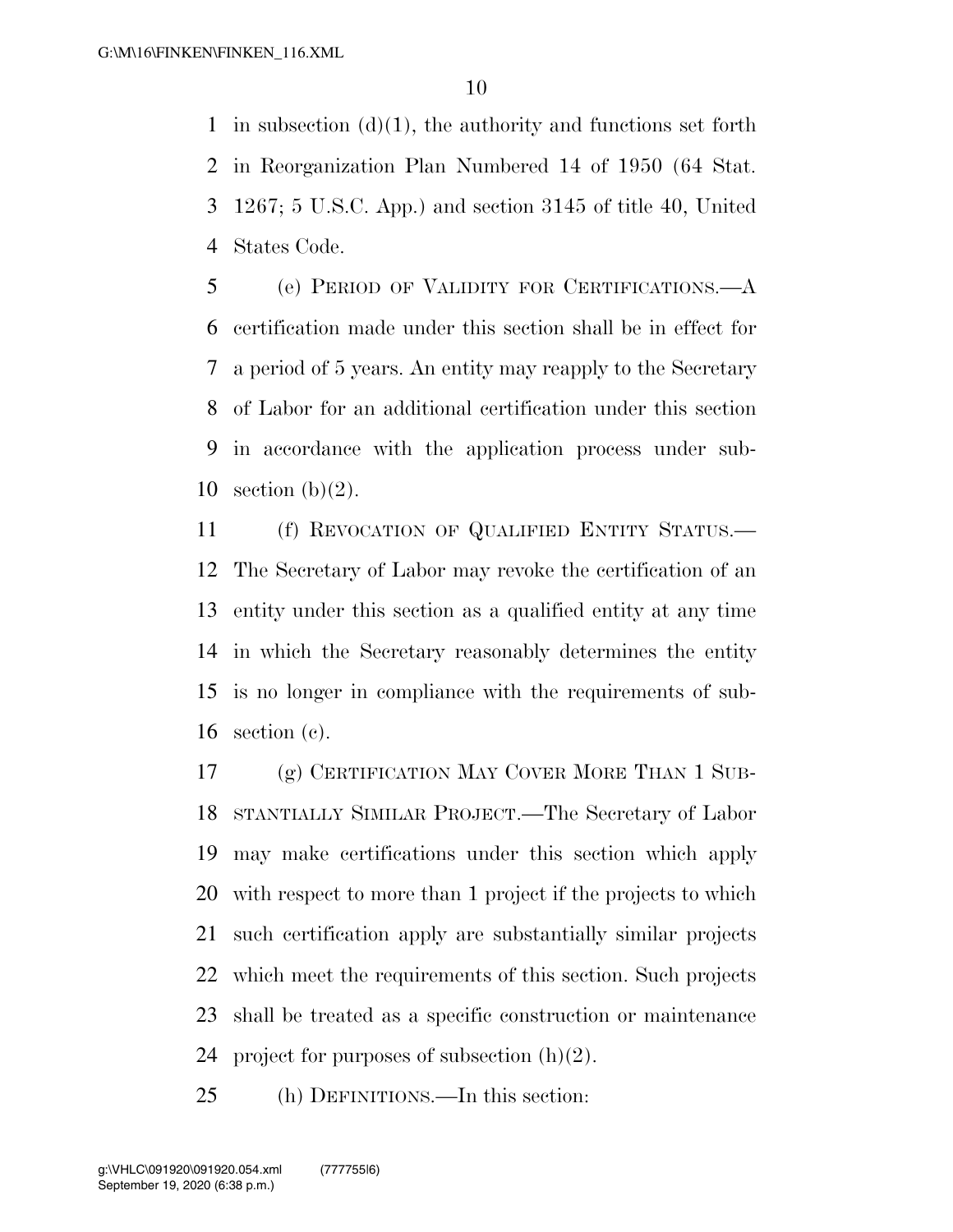in subsection (d)(1), the authority and functions set forth in Reorganization Plan Numbered 14 of 1950 (64 Stat. 1267; 5 U.S.C. App.) and section 3145 of title 40, United States Code.

(e) PERIOD OF VALIDITY FOR CERTIFICATIONS.—A certification made under this section shall be in effect for a period of 5 years. An entity may reapply to the Secretary of Labor for an additional certification under this section in accordance with the application process under subsection (b)(2).

(f) REVOCATION OF QUALIFIED ENTITY STATUS.—The Secretary of Labor may revoke the certification of an entity under this section as a qualified entity at any time in which the Secretary reasonably determines the entity is no longer in compliance with the requirements of subsection (c).

(g) CERTIFICATION MAY COVER MORE THAN 1 SUBSTANTIALLY SIMILAR PROJECT.—The Secretary of Labor may make certifications under this section which apply with respect to more than 1 project if the projects to which such certification apply are substantially similar projects which meet the requirements of this section. Such projects shall be treated as a specific construction or maintenance project for purposes of subsection (h)(2).

(h) DEFINITIONS.—In this section: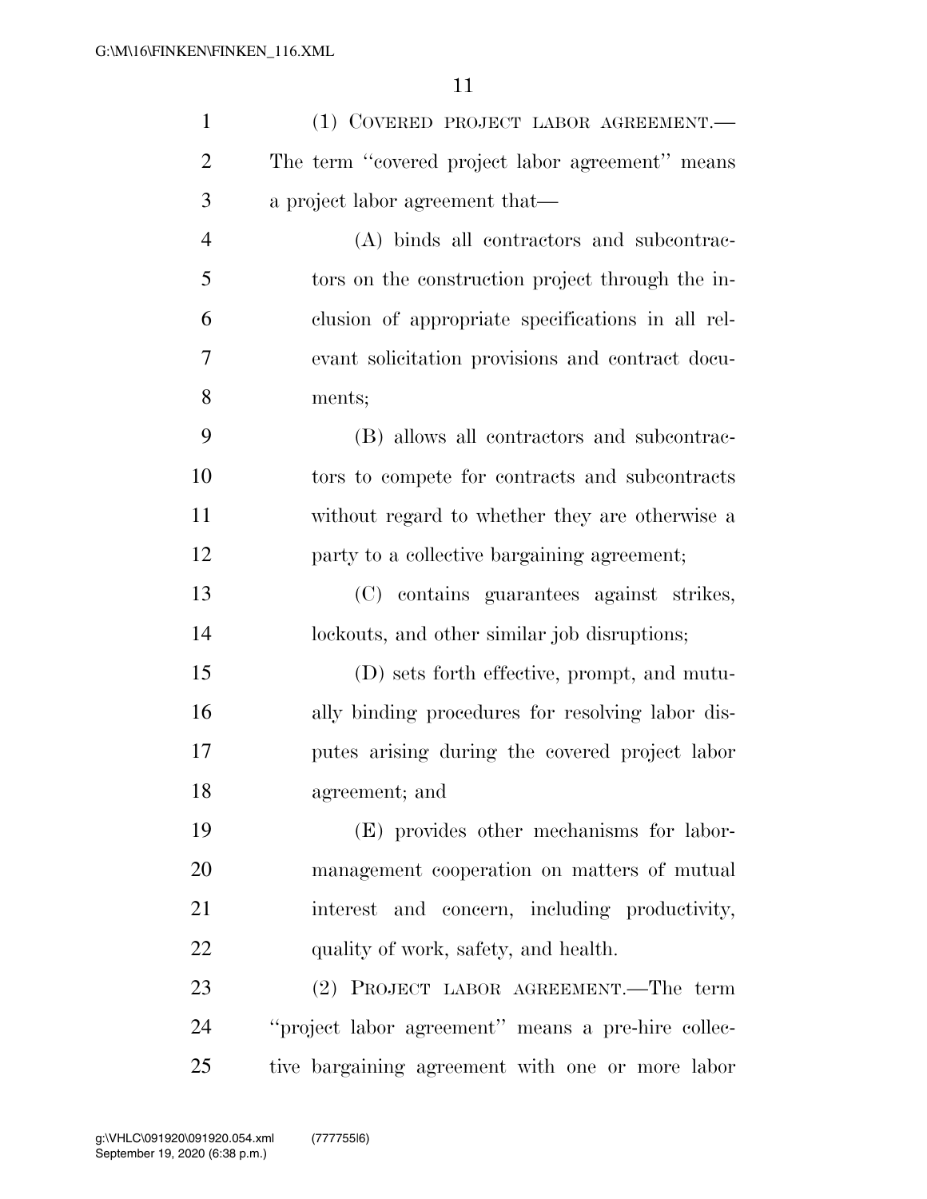(1) COVERED PROJECT LABOR AGREEMENT.—The term "covered project labor agreement" means a project labor agreement that—

(A) binds all contractors and subcontractors on the construction project through the inclusion of appropriate specifications in all relevant solicitation provisions and contract documents;

(B) allows all contractors and subcontractors to compete for contracts and subcontracts without regard to whether they are otherwise a party to a collective bargaining agreement;

(C) contains guarantees against strikes, lockouts, and other similar job disruptions;

(D) sets forth effective, prompt, and mutually binding procedures for resolving labor disputes arising during the covered project labor agreement; and

(E) provides other mechanisms for labor-management cooperation on matters of mutual interest and concern, including productivity, quality of work, safety, and health.

(2) PROJECT LABOR AGREEMENT.—The term "project labor agreement" means a pre-hire collective bargaining agreement with one or more labor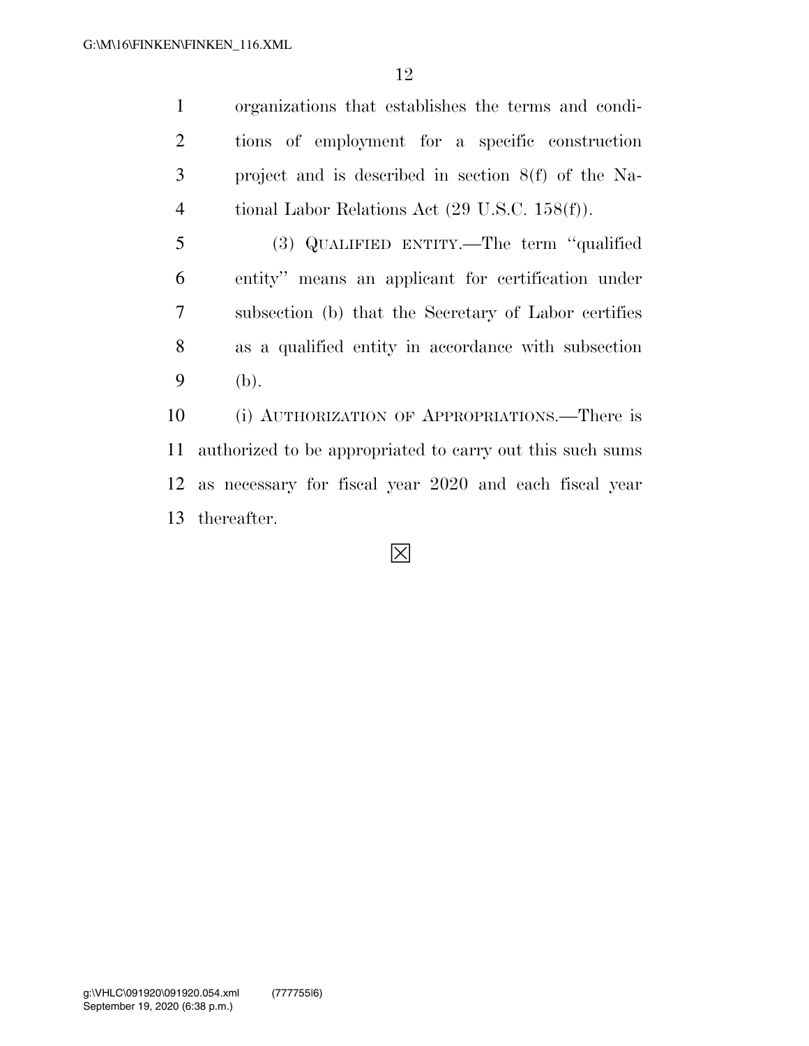organizations that establishes the terms and conditions of employment for a specific construction project and is described in section 8(f) of the National Labor Relations Act (29 U.S.C. 158(f)).

(3) QUALIFIED ENTITY.—The term ''qualified entity'' means an applicant for certification under subsection (b) that the Secretary of Labor certifies as a qualified entity in accordance with subsection (b).

(i) AUTHORIZATION OF APPROPRIATIONS.—There is authorized to be appropriated to carry out this such sums as necessary for fiscal year 2020 and each fiscal year thereafter.